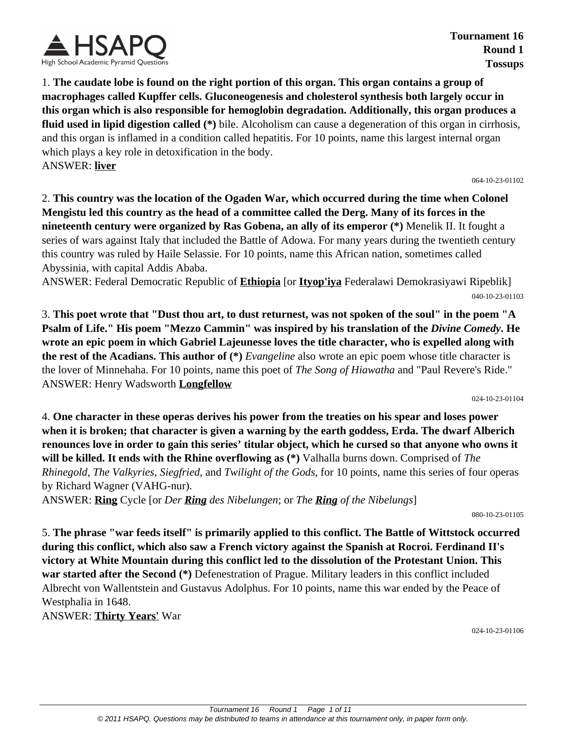**Tournament 16**
**Round 1**
**Tossups**

1. **The caudate lobe is found on the right portion of this organ. This organ contains a group of macrophages called Kupffer cells. Gluconeogenesis and cholesterol synthesis both largely occur in this organ which is also responsible for hemoglobin degradation. Additionally, this organ produces a fluid used in lipid digestion called (*)** bile. Alcoholism can cause a degeneration of this organ in cirrhosis, and this organ is inflamed in a condition called hepatitis. For 10 points, name this largest internal organ which plays a key role in detoxification in the body.
ANSWER: **liver**

064-10-23-01102

2. **This country was the location of the Ogaden War, which occurred during the time when Colonel Mengistu led this country as the head of a committee called the Derg. Many of its forces in the nineteenth century were organized by Ras Gobena, an ally of its emperor (*)** Menelik II. It fought a series of wars against Italy that included the Battle of Adowa. For many years during the twentieth century this country was ruled by Haile Selassie. For 10 points, name this African nation, sometimes called Abyssinia, with capital Addis Ababa.
ANSWER: Federal Democratic Republic of **Ethiopia** [or **Ityop'iya** Federalawi Demokrasiyawi Ripeblik]

040-10-23-01103

3. **This poet wrote that "Dust thou art, to dust returnest, was not spoken of the soul" in the poem "A Psalm of Life." His poem "Mezzo Cammin" was inspired by his translation of the *Divine Comedy*. He wrote an epic poem in which Gabriel Lajeunesse loves the title character, who is expelled along with the rest of the Acadians. This author of (*)** *Evangeline* also wrote an epic poem whose title character is the lover of Minnehaha. For 10 points, name this poet of *The Song of Hiawatha* and "Paul Revere's Ride."
ANSWER: Henry Wadsworth **Longfellow**

024-10-23-01104

4. **One character in these operas derives his power from the treaties on his spear and loses power when it is broken; that character is given a warning by the earth goddess, Erda. The dwarf Alberich renounces love in order to gain this series' titular object, which he cursed so that anyone who owns it will be killed. It ends with the Rhine overflowing as (*)** Valhalla burns down. Comprised of *The Rhinegold*, *The Valkyries*, *Siegfried*, and *Twilight of the Gods*, for 10 points, name this series of four operas by Richard Wagner (VAHG-nur).
ANSWER: **Ring** Cycle [or *Der **Ring** des Nibelungen*; or *The **Ring** of the Nibelungs*]

080-10-23-01105

5. **The phrase "war feeds itself" is primarily applied to this conflict. The Battle of Wittstock occurred during this conflict, which also saw a French victory against the Spanish at Rocroi. Ferdinand II's victory at White Mountain during this conflict led to the dissolution of the Protestant Union. This war started after the Second (*)** Defenestration of Prague. Military leaders in this conflict included Albrecht von Wallentstein and Gustavus Adolphus. For 10 points, name this war ended by the Peace of Westphalia in 1648.
ANSWER: **Thirty Years'** War

024-10-23-01106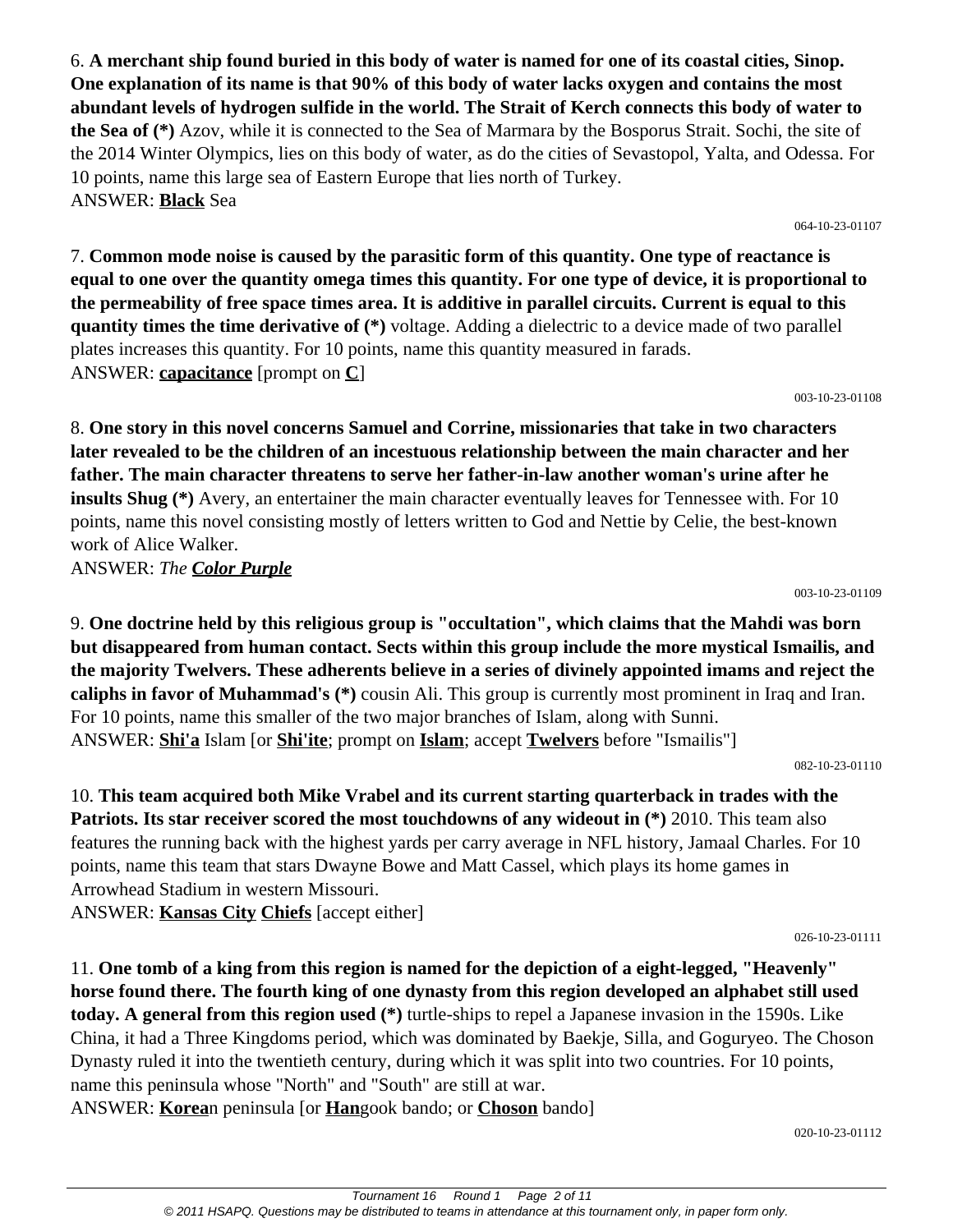6. **A merchant ship found buried in this body of water is named for one of its coastal cities, Sinop. One explanation of its name is that 90% of this body of water lacks oxygen and contains the most abundant levels of hydrogen sulfide in the world. The Strait of Kerch connects this body of water to the Sea of (*)** Azov, while it is connected to the Sea of Marmara by the Bosporus Strait. Sochi, the site of the 2014 Winter Olympics, lies on this body of water, as do the cities of Sevastopol, Yalta, and Odessa. For 10 points, name this large sea of Eastern Europe that lies north of Turkey.
ANSWER: **<u>Black</u>** Sea

064-10-23-01107

7. **Common mode noise is caused by the parasitic form of this quantity. One type of reactance is equal to one over the quantity omega times this quantity. For one type of device, it is proportional to the permeability of free space times area. It is additive in parallel circuits. Current is equal to this quantity times the time derivative of (*)** voltage. Adding a dielectric to a device made of two parallel plates increases this quantity. For 10 points, name this quantity measured in farads.
ANSWER: **<u>capacitance</u>** [prompt on **<u>C</u>**]

003-10-23-01108

8. **One story in this novel concerns Samuel and Corrine, missionaries that take in two characters later revealed to be the children of an incestuous relationship between the main character and her father. The main character threatens to serve her father-in-law another woman's urine after he insults Shug (*)** Avery, an entertainer the main character eventually leaves for Tennessee with. For 10 points, name this novel consisting mostly of letters written to God and Nettie by Celie, the best-known work of Alice Walker.
ANSWER: *The **<u>Color Purple</u>***

003-10-23-01109

9. **One doctrine held by this religious group is "occultation", which claims that the Mahdi was born but disappeared from human contact. Sects within this group include the more mystical Ismailis, and the majority Twelvers. These adherents believe in a series of divinely appointed imams and reject the caliphs in favor of Muhammad's (*)** cousin Ali. This group is currently most prominent in Iraq and Iran. For 10 points, name this smaller of the two major branches of Islam, along with Sunni.
ANSWER: **<u>Shi'a</u>** Islam [or **<u>Shi'ite</u>**; prompt on **<u>Islam</u>**; accept **<u>Twelvers</u>** before "Ismailis"]

082-10-23-01110

10. **This team acquired both Mike Vrabel and its current starting quarterback in trades with the Patriots. Its star receiver scored the most touchdowns of any wideout in (*)** 2010. This team also features the running back with the highest yards per carry average in NFL history, Jamaal Charles. For 10 points, name this team that stars Dwayne Bowe and Matt Cassel, which plays its home games in Arrowhead Stadium in western Missouri.
ANSWER: **<u>Kansas City</u> <u>Chiefs</u>** [accept either]

026-10-23-01111

11. **One tomb of a king from this region is named for the depiction of a eight-legged, "Heavenly" horse found there. The fourth king of one dynasty from this region developed an alphabet still used today. A general from this region used (*)** turtle-ships to repel a Japanese invasion in the 1590s. Like China, it had a Three Kingdoms period, which was dominated by Baekje, Silla, and Goguryeo. The Choson Dynasty ruled it into the twentieth century, during which it was split into two countries. For 10 points, name this peninsula whose "North" and "South" are still at war.
ANSWER: **<u>Korea</u>**n peninsula [or **<u>Han</u>**gook bando; or **<u>Choson</u>** bando]

020-10-23-01112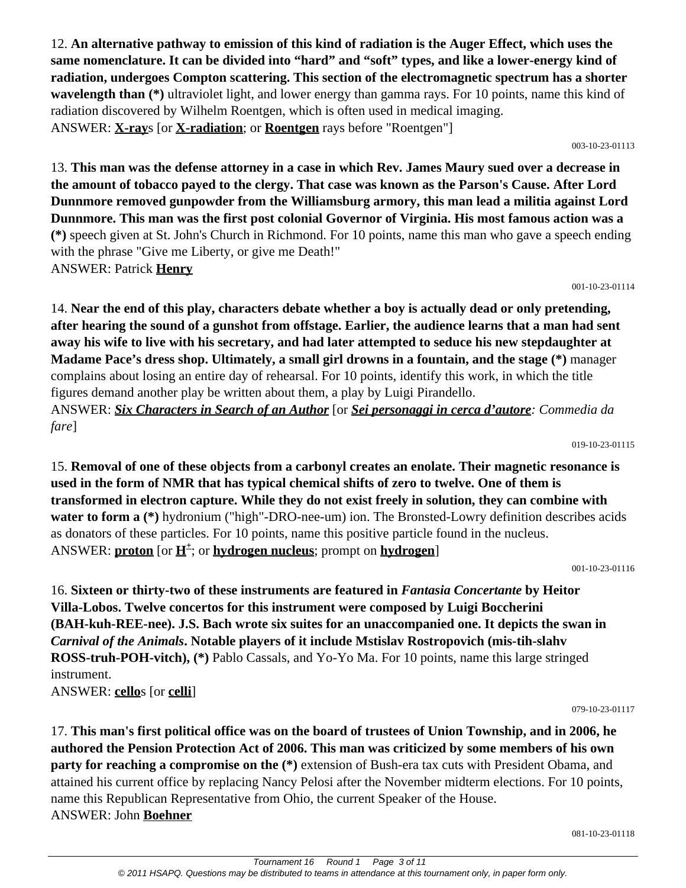12. **An alternative pathway to emission of this kind of radiation is the Auger Effect, which uses the same nomenclature. It can be divided into "hard" and "soft" types, and like a lower-energy kind of radiation, undergoes Compton scattering. This section of the electromagnetic spectrum has a shorter wavelength than (*)** ultraviolet light, and lower energy than gamma rays. For 10 points, name this kind of radiation discovered by Wilhelm Roentgen, which is often used in medical imaging.
ANSWER: **X-ray**s [or **X-radiation**; or **Roentgen** rays before "Roentgen"]

003-10-23-01113

13. **This man was the defense attorney in a case in which Rev. James Maury sued over a decrease in the amount of tobacco payed to the clergy. That case was known as the Parson's Cause. After Lord Dunnmore removed gunpowder from the Williamsburg armory, this man lead a militia against Lord Dunnmore. This man was the first post colonial Governor of Virginia. His most famous action was a (*)** speech given at St. John's Church in Richmond. For 10 points, name this man who gave a speech ending with the phrase "Give me Liberty, or give me Death!"
ANSWER: Patrick **Henry**

001-10-23-01114

14. **Near the end of this play, characters debate whether a boy is actually dead or only pretending, after hearing the sound of a gunshot from offstage. Earlier, the audience learns that a man had sent away his wife to live with his secretary, and had later attempted to seduce his new stepdaughter at Madame Pace's dress shop. Ultimately, a small girl drowns in a fountain, and the stage (*)** manager complains about losing an entire day of rehearsal. For 10 points, identify this work, in which the title figures demand another play be written about them, a play by Luigi Pirandello.
ANSWER: ***Six Characters in Search of an Author*** [or ***Sei personaggi in cerca d'autore****: Commedia da fare*]

019-10-23-01115

15. **Removal of one of these objects from a carbonyl creates an enolate. Their magnetic resonance is used in the form of NMR that has typical chemical shifts of zero to twelve. One of them is transformed in electron capture. While they do not exist freely in solution, they can combine with water to form a (*)** hydronium ("high"-DRO-nee-um) ion. The Bronsted-Lowry definition describes acids as donators of these particles. For 10 points, name this positive particle found in the nucleus.
ANSWER: **proton** [or **$H^+$**; or **hydrogen nucleus**; prompt on **hydrogen**]

001-10-23-01116

16. **Sixteen or thirty-two of these instruments are featured in *Fantasia Concertante* by Heitor Villa-Lobos. Twelve concertos for this instrument were composed by Luigi Boccherini (BAH-kuh-REE-nee). J.S. Bach wrote six suites for an unaccompanied one. It depicts the swan in *Carnival of the Animals*. Notable players of it include Mstislav Rostropovich (mis-tih-slahv ROSS-truh-POH-vitch), (*)** Pablo Cassals, and Yo-Yo Ma. For 10 points, name this large stringed instrument.
ANSWER: **cello**s [or **celli**]

079-10-23-01117

17. **This man's first political office was on the board of trustees of Union Township, and in 2006, he authored the Pension Protection Act of 2006. This man was criticized by some members of his own party for reaching a compromise on the (*)** extension of Bush-era tax cuts with President Obama, and attained his current office by replacing Nancy Pelosi after the November midterm elections. For 10 points, name this Republican Representative from Ohio, the current Speaker of the House.
ANSWER: John **Boehner**

081-10-23-01118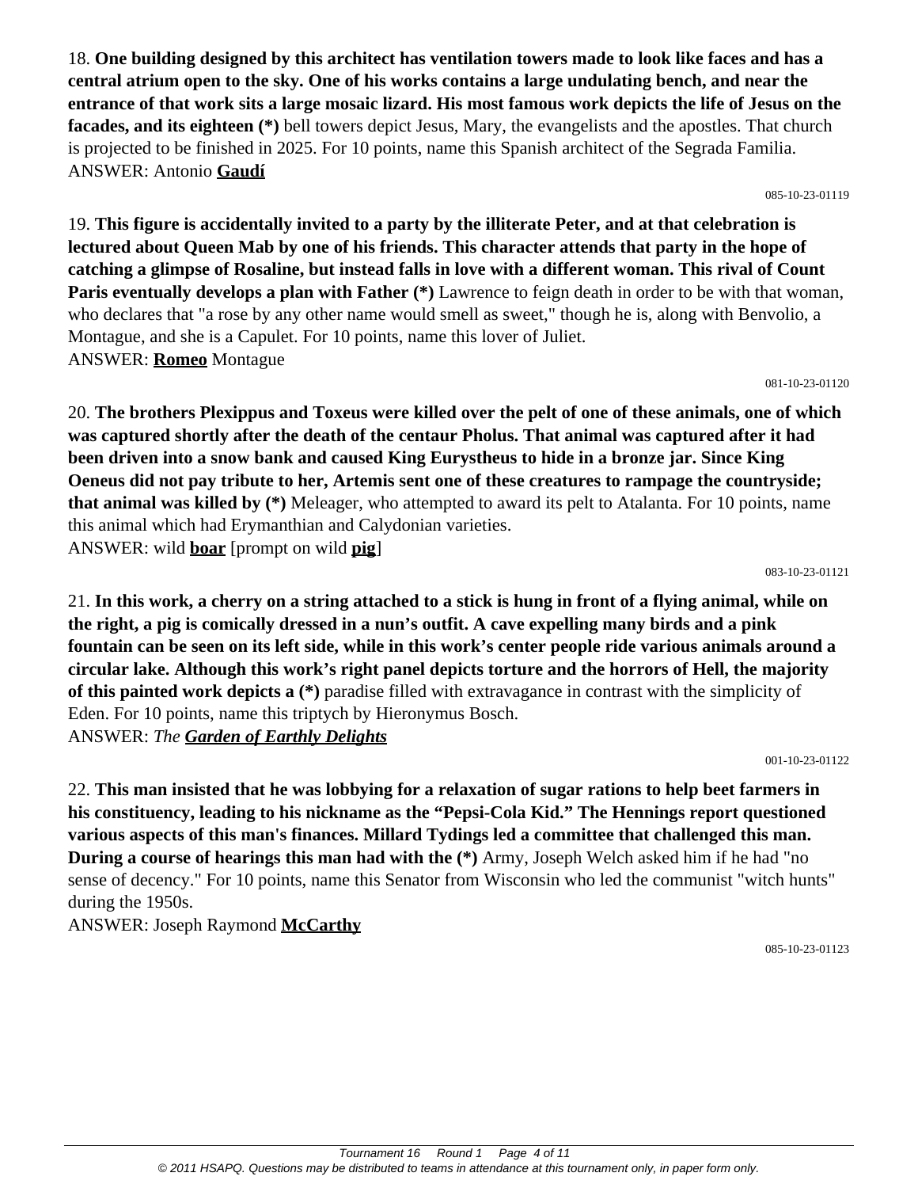18. **One building designed by this architect has ventilation towers made to look like faces and has a central atrium open to the sky. One of his works contains a large undulating bench, and near the entrance of that work sits a large mosaic lizard. His most famous work depicts the life of Jesus on the facades, and its eighteen (*)** bell towers depict Jesus, Mary, the evangelists and the apostles. That church is projected to be finished in 2025. For 10 points, name this Spanish architect of the Segrada Familia.
ANSWER: Antonio **<u>Gaudí</u>**

085-10-23-01119

19. **This figure is accidentally invited to a party by the illiterate Peter, and at that celebration is lectured about Queen Mab by one of his friends. This character attends that party in the hope of catching a glimpse of Rosaline, but instead falls in love with a different woman. This rival of Count Paris eventually develops a plan with Father (*)** Lawrence to feign death in order to be with that woman, who declares that "a rose by any other name would smell as sweet," though he is, along with Benvolio, a Montague, and she is a Capulet. For 10 points, name this lover of Juliet.
ANSWER: **<u>Romeo</u>** Montague

081-10-23-01120

20. **The brothers Plexippus and Toxeus were killed over the pelt of one of these animals, one of which was captured shortly after the death of the centaur Pholus. That animal was captured after it had been driven into a snow bank and caused King Eurystheus to hide in a bronze jar. Since King Oeneus did not pay tribute to her, Artemis sent one of these creatures to rampage the countryside; that animal was killed by (*)** Meleager, who attempted to award its pelt to Atalanta. For 10 points, name this animal which had Erymanthian and Calydonian varieties.
ANSWER: wild **<u>boar</u>** [prompt on wild **<u>pig</u>**]

083-10-23-01121

21. **In this work, a cherry on a string attached to a stick is hung in front of a flying animal, while on the right, a pig is comically dressed in a nun's outfit. A cave expelling many birds and a pink fountain can be seen on its left side, while in this work's center people ride various animals around a circular lake. Although this work's right panel depicts torture and the horrors of Hell, the majority of this painted work depicts a (*)** paradise filled with extravagance in contrast with the simplicity of Eden. For 10 points, name this triptych by Hieronymus Bosch.
ANSWER: *The **<u>Garden of Earthly Delights</u>***

001-10-23-01122

22. **This man insisted that he was lobbying for a relaxation of sugar rations to help beet farmers in his constituency, leading to his nickname as the "Pepsi-Cola Kid." The Hennings report questioned various aspects of this man's finances. Millard Tydings led a committee that challenged this man. During a course of hearings this man had with the (*)** Army, Joseph Welch asked him if he had "no sense of decency." For 10 points, name this Senator from Wisconsin who led the communist "witch hunts" during the 1950s.
ANSWER: Joseph Raymond **<u>McCarthy</u>**

085-10-23-01123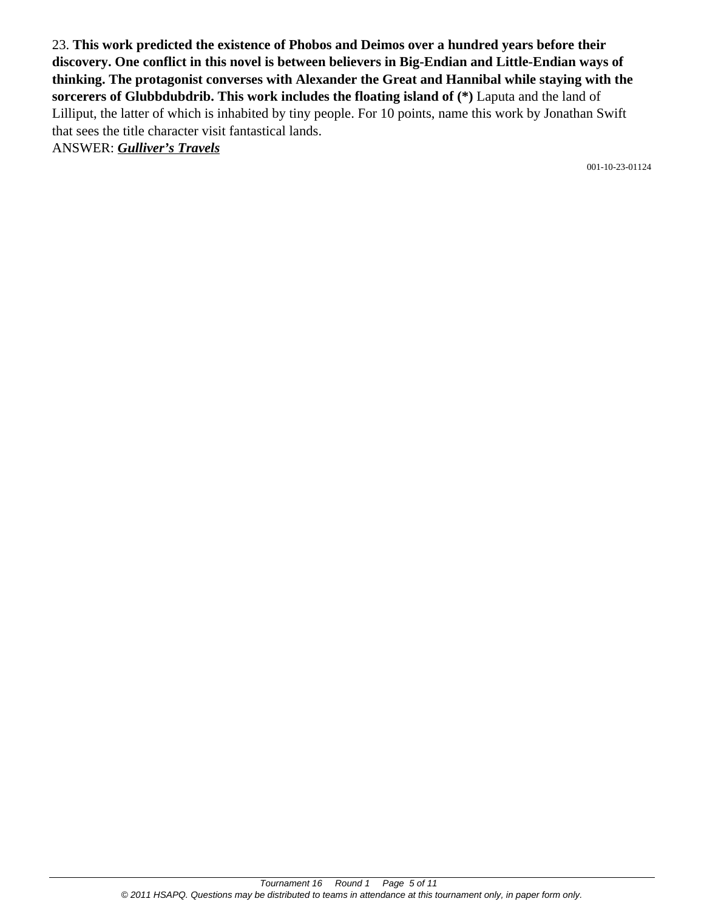23. **This work predicted the existence of Phobos and Deimos over a hundred years before their discovery. One conflict in this novel is between believers in Big-Endian and Little-Endian ways of thinking. The protagonist converses with Alexander the Great and Hannibal while staying with the sorcerers of Glubbdubdrib. This work includes the floating island of (*)** Laputa and the land of Lilliput, the latter of which is inhabited by tiny people. For 10 points, name this work by Jonathan Swift that sees the title character visit fantastical lands.

ANSWER: ***Gulliver's Travels***

001-10-23-01124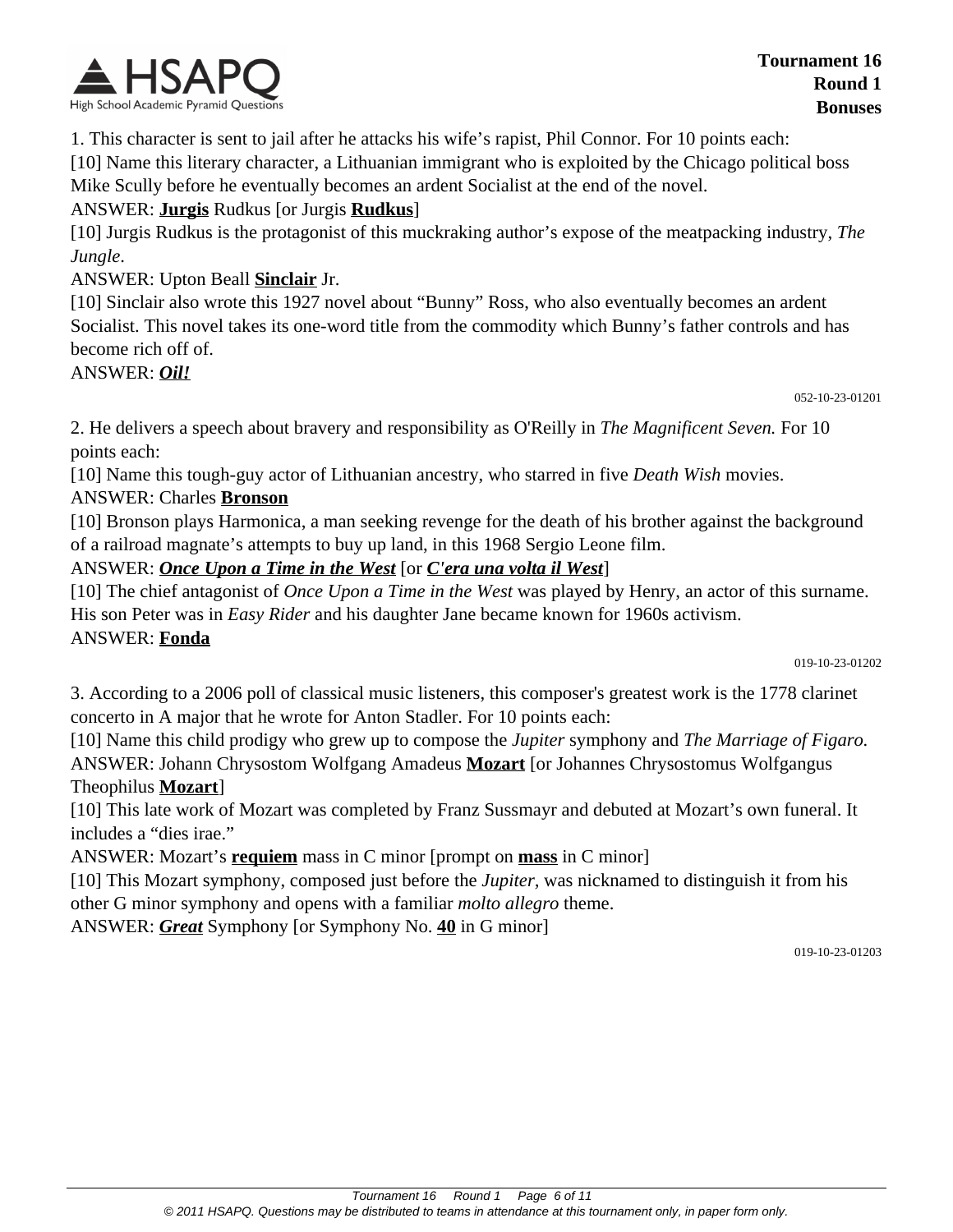1. This character is sent to jail after he attacks his wife's rapist, Phil Connor. For 10 points each:

[10] Name this literary character, a Lithuanian immigrant who is exploited by the Chicago political boss Mike Scully before he eventually becomes an ardent Socialist at the end of the novel.

ANSWER: **Jurgis** Rudkus [or Jurgis **Rudkus**]

[10] Jurgis Rudkus is the protagonist of this muckraking author's expose of the meatpacking industry, *The Jungle*.

ANSWER: Upton Beall **Sinclair** Jr.

[10] Sinclair also wrote this 1927 novel about "Bunny" Ross, who also eventually becomes an ardent Socialist. This novel takes its one-word title from the commodity which Bunny's father controls and has become rich off of.

ANSWER: ***Oil!***

052-10-23-01201

2. He delivers a speech about bravery and responsibility as O'Reilly in *The Magnificent Seven.* For 10 points each:

[10] Name this tough-guy actor of Lithuanian ancestry, who starred in five *Death Wish* movies.

ANSWER: Charles **Bronson**

[10] Bronson plays Harmonica, a man seeking revenge for the death of his brother against the background of a railroad magnate's attempts to buy up land, in this 1968 Sergio Leone film.

ANSWER: ***Once Upon a Time in the West*** [or ***C'era una volta il West***]

[10] The chief antagonist of *Once Upon a Time in the West* was played by Henry, an actor of this surname. His son Peter was in *Easy Rider* and his daughter Jane became known for 1960s activism.

ANSWER: **Fonda**

019-10-23-01202

3. According to a 2006 poll of classical music listeners, this composer's greatest work is the 1778 clarinet concerto in A major that he wrote for Anton Stadler. For 10 points each:

[10] Name this child prodigy who grew up to compose the *Jupiter* symphony and *The Marriage of Figaro.*

ANSWER: Johann Chrysostom Wolfgang Amadeus **Mozart** [or Johannes Chrysostomus Wolfgangus Theophilus **Mozart**]

[10] This late work of Mozart was completed by Franz Sussmayr and debuted at Mozart's own funeral. It includes a "dies irae."

ANSWER: Mozart's **requiem** mass in C minor [prompt on **mass** in C minor]

[10] This Mozart symphony, composed just before the *Jupiter*, was nicknamed to distinguish it from his other G minor symphony and opens with a familiar *molto allegro* theme.

ANSWER: ***Great*** Symphony [or Symphony No. **40** in G minor]

019-10-23-01203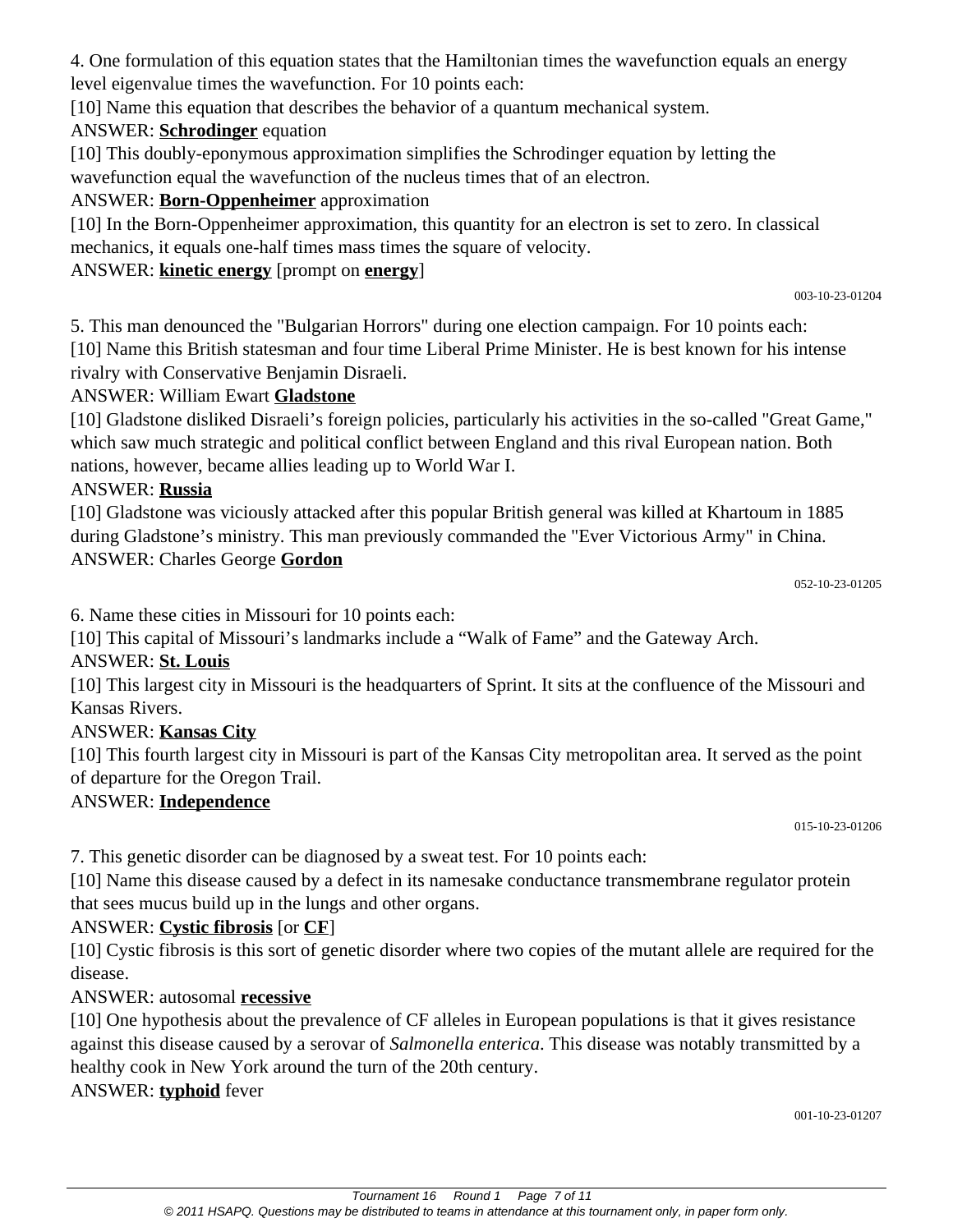4. One formulation of this equation states that the Hamiltonian times the wavefunction equals an energy level eigenvalue times the wavefunction. For 10 points each:

[10] Name this equation that describes the behavior of a quantum mechanical system.

ANSWER: **Schrodinger** equation

[10] This doubly-eponymous approximation simplifies the Schrodinger equation by letting the wavefunction equal the wavefunction of the nucleus times that of an electron.

ANSWER: **Born-Oppenheimer** approximation

[10] In the Born-Oppenheimer approximation, this quantity for an electron is set to zero. In classical mechanics, it equals one-half times mass times the square of velocity.

ANSWER: **kinetic energy** [prompt on **energy**]

003-10-23-01204

5. This man denounced the "Bulgarian Horrors" during one election campaign. For 10 points each:

[10] Name this British statesman and four time Liberal Prime Minister. He is best known for his intense rivalry with Conservative Benjamin Disraeli.

ANSWER: William Ewart **Gladstone**

[10] Gladstone disliked Disraeli's foreign policies, particularly his activities in the so-called "Great Game," which saw much strategic and political conflict between England and this rival European nation. Both nations, however, became allies leading up to World War I.

ANSWER: **Russia**

[10] Gladstone was viciously attacked after this popular British general was killed at Khartoum in 1885 during Gladstone's ministry. This man previously commanded the "Ever Victorious Army" in China.

ANSWER: Charles George **Gordon**

052-10-23-01205

6. Name these cities in Missouri for 10 points each:

[10] This capital of Missouri's landmarks include a "Walk of Fame" and the Gateway Arch.

ANSWER: **St. Louis**

[10] This largest city in Missouri is the headquarters of Sprint. It sits at the confluence of the Missouri and Kansas Rivers.

ANSWER: **Kansas City**

[10] This fourth largest city in Missouri is part of the Kansas City metropolitan area. It served as the point of departure for the Oregon Trail.

ANSWER: **Independence**

015-10-23-01206

7. This genetic disorder can be diagnosed by a sweat test. For 10 points each:

[10] Name this disease caused by a defect in its namesake conductance transmembrane regulator protein that sees mucus build up in the lungs and other organs.

ANSWER: **Cystic fibrosis** [or **CF**]

[10] Cystic fibrosis is this sort of genetic disorder where two copies of the mutant allele are required for the disease.

ANSWER: autosomal **recessive**

[10] One hypothesis about the prevalence of CF alleles in European populations is that it gives resistance against this disease caused by a serovar of *Salmonella enterica*. This disease was notably transmitted by a healthy cook in New York around the turn of the 20th century.

ANSWER: **typhoid** fever

001-10-23-01207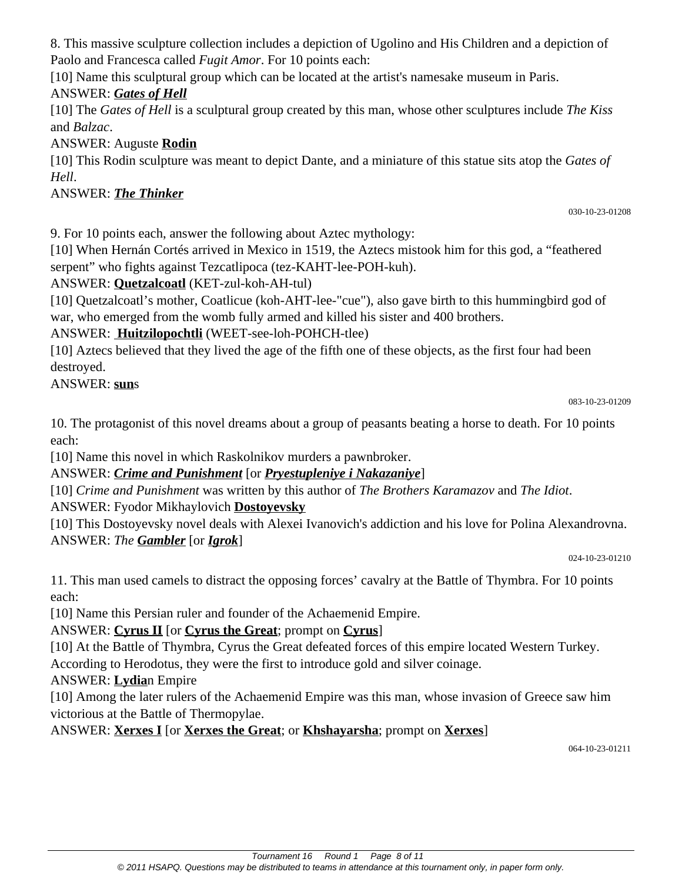8. This massive sculpture collection includes a depiction of Ugolino and His Children and a depiction of Paolo and Francesca called *Fugit Amor*. For 10 points each:

[10] Name this sculptural group which can be located at the artist's namesake museum in Paris.

ANSWER: ***Gates of Hell***

[10] The *Gates of Hell* is a sculptural group created by this man, whose other sculptures include *The Kiss* and *Balzac*.

ANSWER: Auguste **Rodin**

[10] This Rodin sculpture was meant to depict Dante, and a miniature of this statue sits atop the *Gates of Hell*.

ANSWER: ***The Thinker***

030-10-23-01208

9. For 10 points each, answer the following about Aztec mythology:

[10] When Hernán Cortés arrived in Mexico in 1519, the Aztecs mistook him for this god, a "feathered serpent" who fights against Tezcatlipoca (tez-KAHT-lee-POH-kuh).

ANSWER: **Quetzalcoatl** (KET-zul-koh-AH-tul)

[10] Quetzalcoatl's mother, Coatlicue (koh-AHT-lee-"cue"), also gave birth to this hummingbird god of war, who emerged from the womb fully armed and killed his sister and 400 brothers.

ANSWER: **Huitzilopochtli** (WEET-see-loh-POHCH-tlee)

[10] Aztecs believed that they lived the age of the fifth one of these objects, as the first four had been destroyed.

ANSWER: **sun**s

083-10-23-01209

10. The protagonist of this novel dreams about a group of peasants beating a horse to death. For 10 points each:

[10] Name this novel in which Raskolnikov murders a pawnbroker.

ANSWER: ***Crime and Punishment*** [or ***Pryestupleniye i Nakazaniye***]

[10] *Crime and Punishment* was written by this author of *The Brothers Karamazov* and *The Idiot*.

ANSWER: Fyodor Mikhaylovich **Dostoyevsky**

[10] This Dostoyevsky novel deals with Alexei Ivanovich's addiction and his love for Polina Alexandrovna.

ANSWER: *The* ***Gambler*** [or ***Igrok***]

024-10-23-01210

11. This man used camels to distract the opposing forces' cavalry at the Battle of Thymbra. For 10 points each:

[10] Name this Persian ruler and founder of the Achaemenid Empire.

ANSWER: **Cyrus II** [or **Cyrus the Great**; prompt on **Cyrus**]

[10] At the Battle of Thymbra, Cyrus the Great defeated forces of this empire located Western Turkey. According to Herodotus, they were the first to introduce gold and silver coinage.

ANSWER: **Lydia**n Empire

[10] Among the later rulers of the Achaemenid Empire was this man, whose invasion of Greece saw him victorious at the Battle of Thermopylae.

ANSWER: **Xerxes I** [or **Xerxes the Great**; or **Khshayarsha**; prompt on **Xerxes**]

064-10-23-01211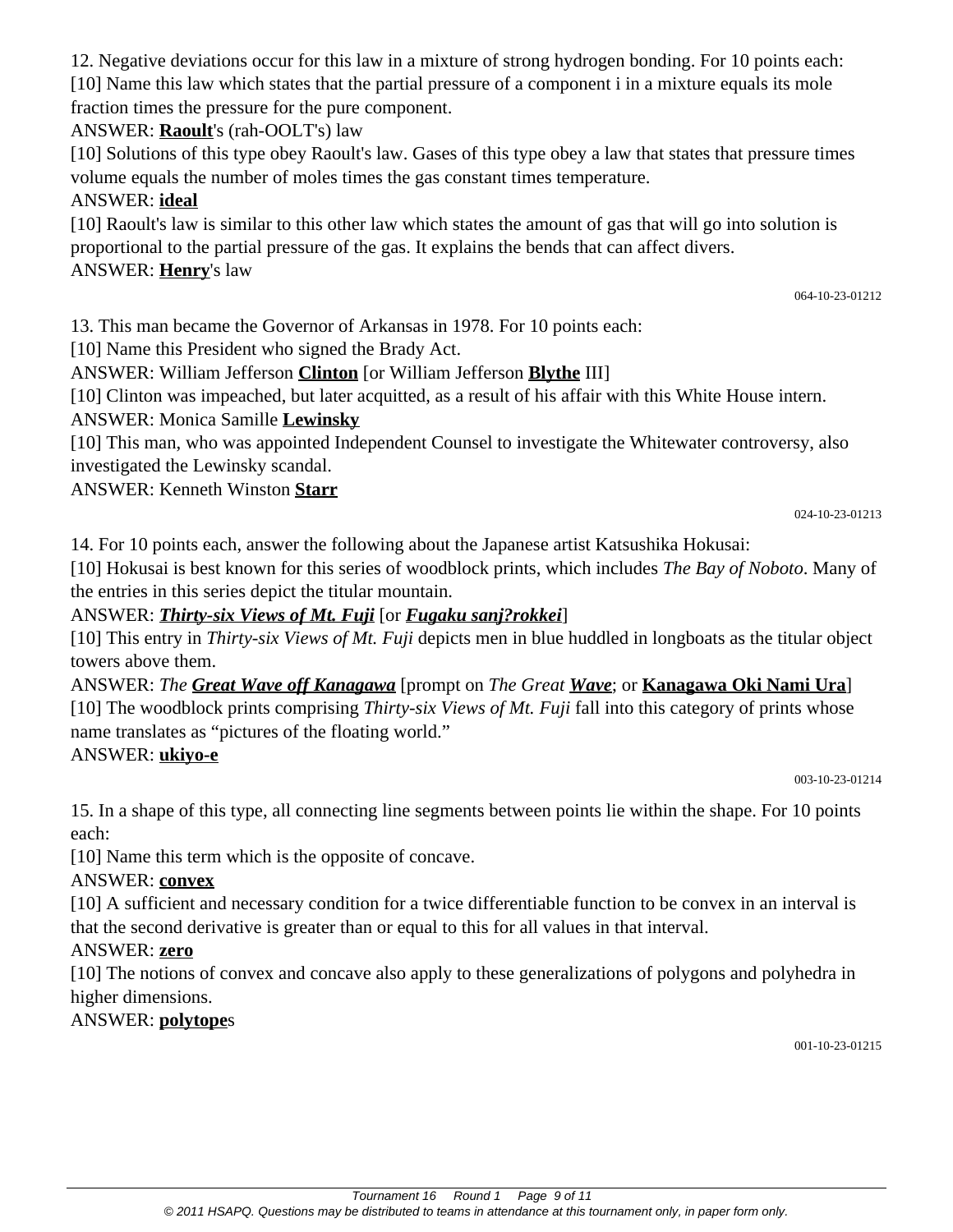12. Negative deviations occur for this law in a mixture of strong hydrogen bonding. For 10 points each:

[10] Name this law which states that the partial pressure of a component i in a mixture equals its mole fraction times the pressure for the pure component.

ANSWER: **Raoult**'s (rah-OOLT's) law

[10] Solutions of this type obey Raoult's law. Gases of this type obey a law that states that pressure times volume equals the number of moles times the gas constant times temperature.

ANSWER: **ideal**

[10] Raoult's law is similar to this other law which states the amount of gas that will go into solution is proportional to the partial pressure of the gas. It explains the bends that can affect divers.

ANSWER: **Henry**'s law

064-10-23-01212

13. This man became the Governor of Arkansas in 1978. For 10 points each:

[10] Name this President who signed the Brady Act.

ANSWER: William Jefferson **Clinton** [or William Jefferson **Blythe** III]

[10] Clinton was impeached, but later acquitted, as a result of his affair with this White House intern.

ANSWER: Monica Samille **Lewinsky**

[10] This man, who was appointed Independent Counsel to investigate the Whitewater controversy, also investigated the Lewinsky scandal.

ANSWER: Kenneth Winston **Starr**

024-10-23-01213

14. For 10 points each, answer the following about the Japanese artist Katsushika Hokusai:

[10] Hokusai is best known for this series of woodblock prints, which includes *The Bay of Noboto*. Many of the entries in this series depict the titular mountain.

ANSWER: ***Thirty-six Views of Mt. Fuji*** [or ***Fugaku sanj?rokkei***]

[10] This entry in *Thirty-six Views of Mt. Fuji* depicts men in blue huddled in longboats as the titular object towers above them.

ANSWER: *The **Great Wave off Kanagawa*** [prompt on *The Great **Wave***; or **Kanagawa Oki Nami Ura**]

[10] The woodblock prints comprising *Thirty-six Views of Mt. Fuji* fall into this category of prints whose name translates as "pictures of the floating world."

ANSWER: **ukiyo-e**

003-10-23-01214

15. In a shape of this type, all connecting line segments between points lie within the shape. For 10 points each:

[10] Name this term which is the opposite of concave.

ANSWER: **convex**

[10] A sufficient and necessary condition for a twice differentiable function to be convex in an interval is that the second derivative is greater than or equal to this for all values in that interval.

ANSWER: **zero**

[10] The notions of convex and concave also apply to these generalizations of polygons and polyhedra in higher dimensions.

ANSWER: **polytope**s

001-10-23-01215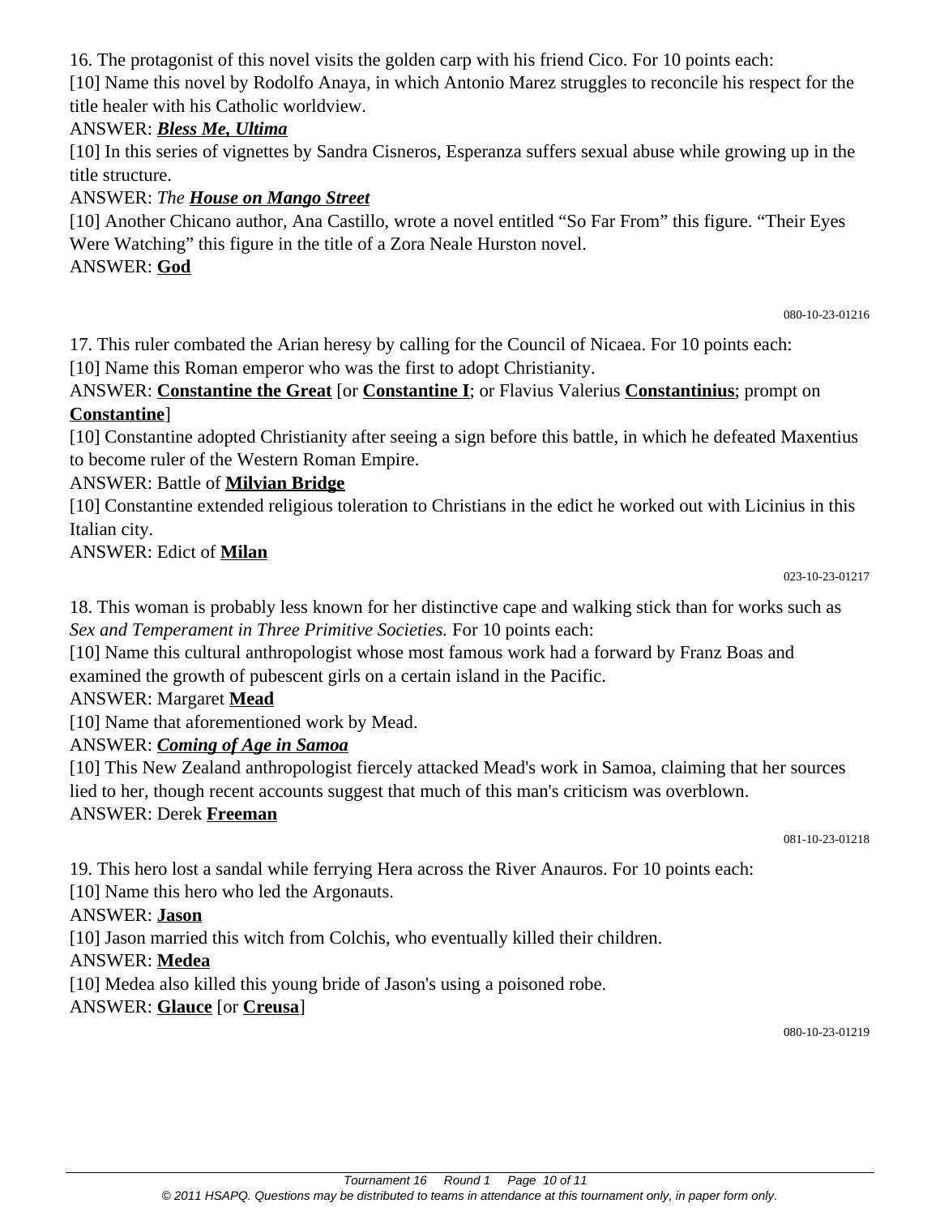16. The protagonist of this novel visits the golden carp with his friend Cico. For 10 points each:

[10] Name this novel by Rodolfo Anaya, in which Antonio Marez struggles to reconcile his respect for the title healer with his Catholic worldview.

ANSWER: ***Bless Me, Ultima***

[10] In this series of vignettes by Sandra Cisneros, Esperanza suffers sexual abuse while growing up in the title structure.

ANSWER: *The* ***House on Mango Street***

[10] Another Chicano author, Ana Castillo, wrote a novel entitled "So Far From" this figure. "Their Eyes Were Watching" this figure in the title of a Zora Neale Hurston novel.

ANSWER: **God**

080-10-23-01216

17. This ruler combated the Arian heresy by calling for the Council of Nicaea. For 10 points each:

[10] Name this Roman emperor who was the first to adopt Christianity.

ANSWER: **Constantine the Great** [or **Constantine I**; or Flavius Valerius **Constantinius**; prompt on **Constantine**]

[10] Constantine adopted Christianity after seeing a sign before this battle, in which he defeated Maxentius to become ruler of the Western Roman Empire.

ANSWER: Battle of **Milvian Bridge**

[10] Constantine extended religious toleration to Christians in the edict he worked out with Licinius in this Italian city.

ANSWER: Edict of **Milan**

023-10-23-01217

18. This woman is probably less known for her distinctive cape and walking stick than for works such as *Sex and Temperament in Three Primitive Societies.* For 10 points each:

[10] Name this cultural anthropologist whose most famous work had a forward by Franz Boas and examined the growth of pubescent girls on a certain island in the Pacific.

ANSWER: Margaret **Mead**

[10] Name that aforementioned work by Mead.

ANSWER: ***Coming of Age in Samoa***

[10] This New Zealand anthropologist fiercely attacked Mead's work in Samoa, claiming that her sources lied to her, though recent accounts suggest that much of this man's criticism was overblown.

ANSWER: Derek **Freeman**

081-10-23-01218

19. This hero lost a sandal while ferrying Hera across the River Anauros. For 10 points each:

[10] Name this hero who led the Argonauts.

ANSWER: **Jason**

[10] Jason married this witch from Colchis, who eventually killed their children.

ANSWER: **Medea**

[10] Medea also killed this young bride of Jason's using a poisoned robe.

ANSWER: **Glauce** [or **Creusa**]

080-10-23-01219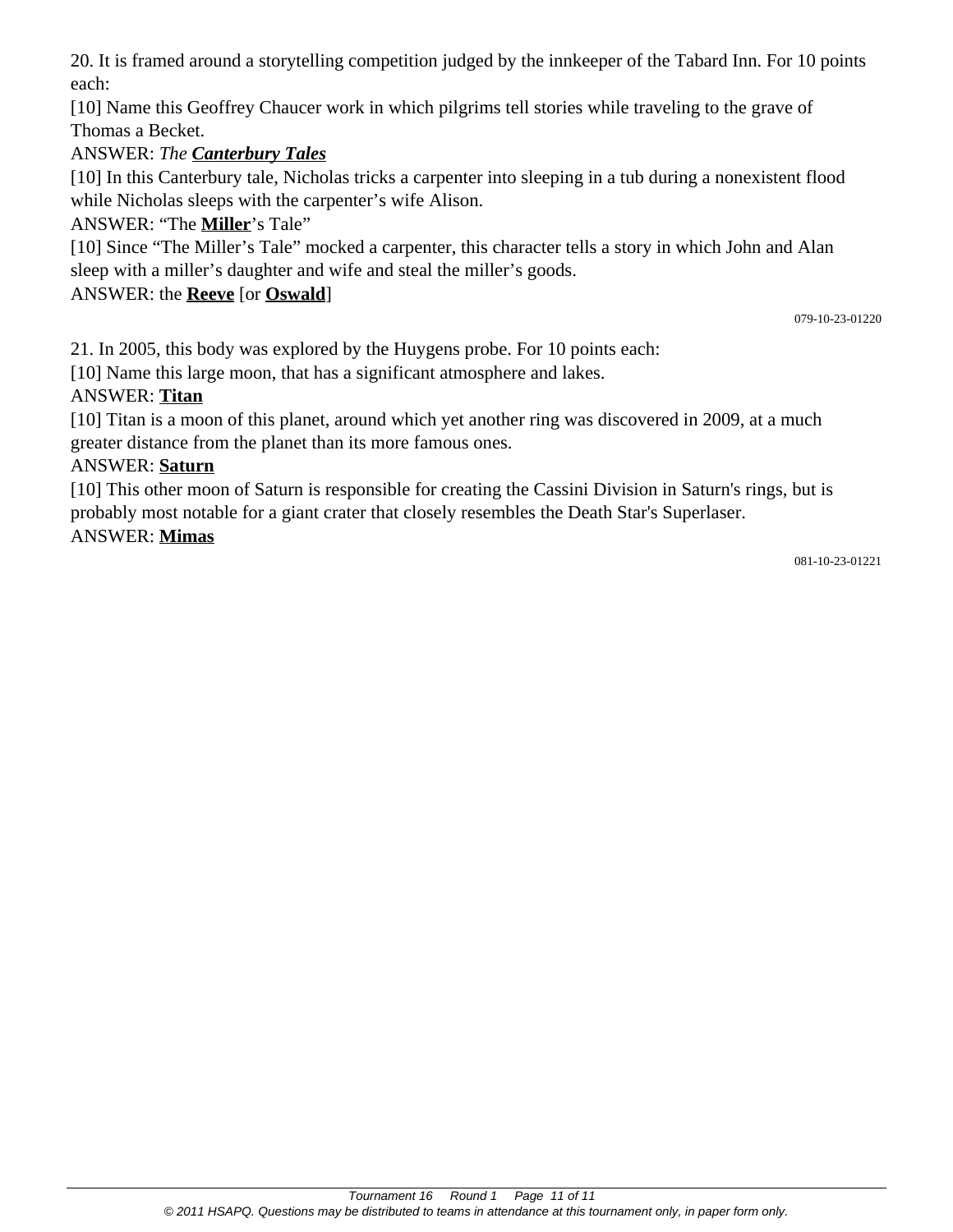20. It is framed around a storytelling competition judged by the innkeeper of the Tabard Inn. For 10 points each:

[10] Name this Geoffrey Chaucer work in which pilgrims tell stories while traveling to the grave of Thomas a Becket.

ANSWER: *The* ***<u>Canterbury Tales</u>***

[10] In this Canterbury tale, Nicholas tricks a carpenter into sleeping in a tub during a nonexistent flood while Nicholas sleeps with the carpenter's wife Alison.

ANSWER: "The **<u>Miller</u>**'s Tale"

[10] Since "The Miller's Tale" mocked a carpenter, this character tells a story in which John and Alan sleep with a miller's daughter and wife and steal the miller's goods.

ANSWER: the **<u>Reeve</u>** [or **<u>Oswald</u>**]

079-10-23-01220

21. In 2005, this body was explored by the Huygens probe. For 10 points each:

[10] Name this large moon, that has a significant atmosphere and lakes.

ANSWER: **<u>Titan</u>**

[10] Titan is a moon of this planet, around which yet another ring was discovered in 2009, at a much greater distance from the planet than its more famous ones.

ANSWER: **<u>Saturn</u>**

[10] This other moon of Saturn is responsible for creating the Cassini Division in Saturn's rings, but is probably most notable for a giant crater that closely resembles the Death Star's Superlaser.

ANSWER: **<u>Mimas</u>**

081-10-23-01221